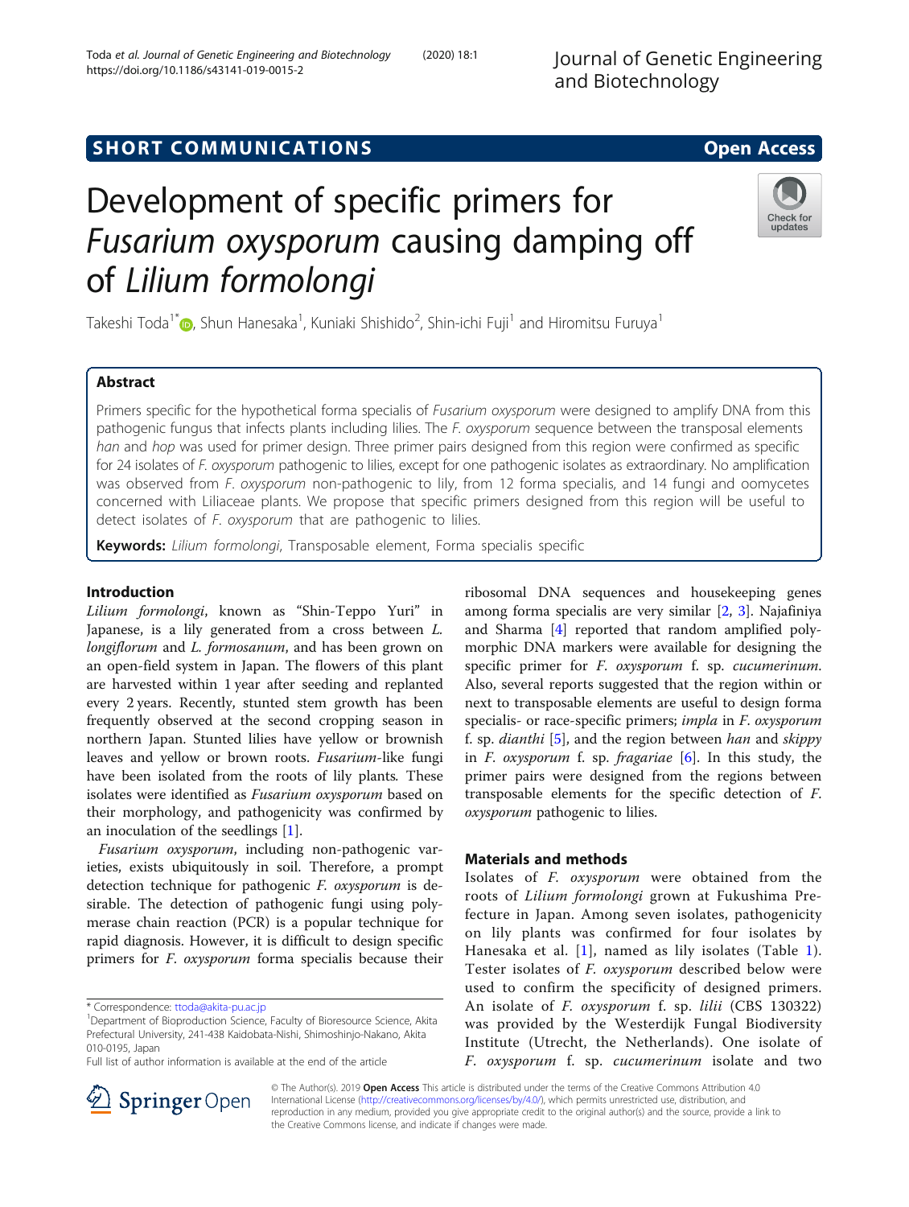SHORT COMMUNICATIONS | Open Access

# Development of specific primers for *Fusarium oxysporum* causing damping off of *Lilium formolongi*

Takeshi Toda[1*], Shun Hanesaka[1], Kuniaki Shishido[2], Shin-ichi Fuji[1] and Hiromitsu Furuya[1]

## Abstract

Primers specific for the hypothetical forma specialis of *Fusarium oxysporum* were designed to amplify DNA from this pathogenic fungus that infects plants including lilies. The *F. oxysporum* sequence between the transposal elements *han* and *hop* was used for primer design. Three primer pairs designed from this region were confirmed as specific for 24 isolates of *F. oxysporum* pathogenic to lilies, except for one pathogenic isolates as extraordinary. No amplification was observed from *F. oxysporum* non-pathogenic to lily, from 12 forma specialis, and 14 fungi and oomycetes concerned with Liliaceae plants. We propose that specific primers designed from this region will be useful to detect isolates of *F. oxysporum* that are pathogenic to lilies.

**Keywords:** *Lilium formolongi*, Transposable element, Forma specialis specific

## Introduction

*Lilium formolongi*, known as "Shin-Teppo Yuri" in Japanese, is a lily generated from a cross between *L. longiflorum* and *L. formosanum*, and has been grown on an open-field system in Japan. The flowers of this plant are harvested within 1 year after seeding and replanted every 2 years. Recently, stunted stem growth has been frequently observed at the second cropping season in northern Japan. Stunted lilies have yellow or brownish leaves and yellow or brown roots. *Fusarium*-like fungi have been isolated from the roots of lily plants. These isolates were identified as *Fusarium oxysporum* based on their morphology, and pathogenicity was confirmed by an inoculation of the seedlings [1].

*Fusarium oxysporum*, including non-pathogenic varieties, exists ubiquitously in soil. Therefore, a prompt detection technique for pathogenic *F. oxysporum* is desirable. The detection of pathogenic fungi using polymerase chain reaction (PCR) is a popular technique for rapid diagnosis. However, it is difficult to design specific primers for *F. oxysporum* forma specialis because their ribosomal DNA sequences and housekeeping genes among forma specialis are very similar [2, 3]. Najafiniya and Sharma [4] reported that random amplified polymorphic DNA markers were available for designing the specific primer for *F. oxysporum* f. sp. *cucumerinum*. Also, several reports suggested that the region within or next to transposable elements are useful to design forma specialis- or race-specific primers; *impla* in *F. oxysporum* f. sp. *dianthi* [5], and the region between *han* and *skippy* in *F. oxysporum* f. sp. *fragariae* [6]. In this study, the primer pairs were designed from the regions between transposable elements for the specific detection of *F. oxysporum* pathogenic to lilies.

## Materials and methods

Isolates of *F. oxysporum* were obtained from the roots of *Lilium formolongi* grown at Fukushima Prefecture in Japan. Among seven isolates, pathogenicity on lily plants was confirmed for four isolates by Hanesaka et al. [1], named as lily isolates (Table 1). Tester isolates of *F. oxysporum* described below were used to confirm the specificity of designed primers. An isolate of *F. oxysporum* f. sp. *lilii* (CBS 130322) was provided by the Westerdijk Fungal Biodiversity Institute (Utrecht, the Netherlands). One isolate of *F. oxysporum* f. sp. *cucumerinum* isolate and two

\* Correspondence: ttoda@akita-pu.ac.jp
[1]Department of Bioproduction Science, Faculty of Bioresource Science, Akita Prefectural University, 241-438 Kaidobata-Nishi, Shimoshinjo-Nakano, Akita 010-0195, Japan
Full list of author information is available at the end of the article

© The Author(s). 2019 **Open Access** This article is distributed under the terms of the Creative Commons Attribution 4.0 International License (http://creativecommons.org/licenses/by/4.0/), which permits unrestricted use, distribution, and reproduction in any medium, provided you give appropriate credit to the original author(s) and the source, provide a link to the Creative Commons license, and indicate if changes were made.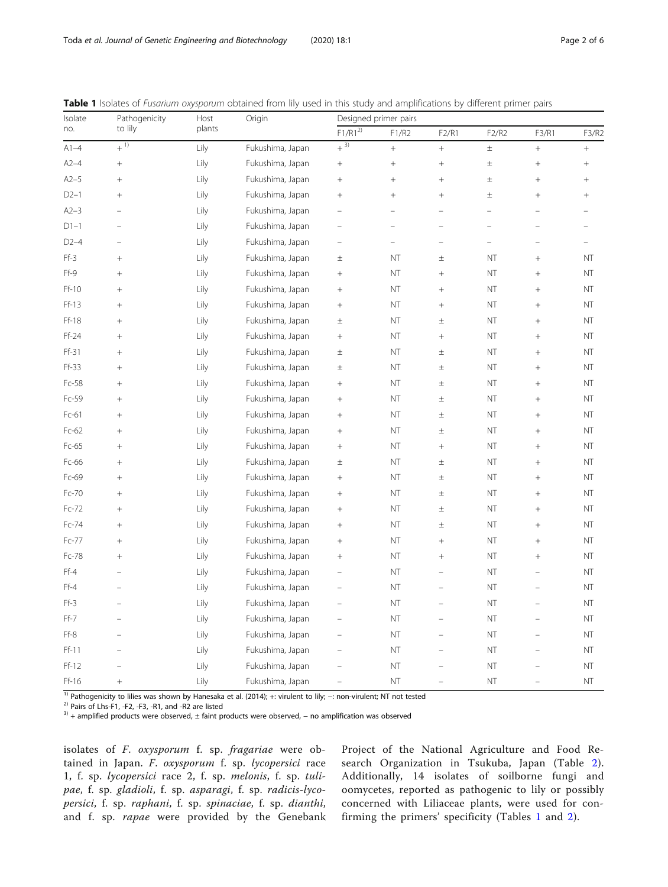**Table 1** Isolates of *Fusarium oxysporum* obtained from lily used in this study and amplifications by different primer pairs

| Isolate no. | Pathogenicity to lily | Host plants | Origin | Designed primer pairs | | | | | |
|---|---|---|---|---|---|---|---|---|---|
| | | | | F1/R1[2] | F1/R2 | F2/R1 | F2/R2 | F3/R1 | F3/R2 |
| A1–4 | +[1] | Lily | Fukushima, Japan | +[3] | + | + | ± | + | + |
| A2–4 | + | Lily | Fukushima, Japan | + | + | + | ± | + | + |
| A2–5 | + | Lily | Fukushima, Japan | + | + | + | ± | + | + |
| D2–1 | + | Lily | Fukushima, Japan | + | + | + | ± | + | + |
| A2–3 | – | Lily | Fukushima, Japan | – | – | – | – | – | – |
| D1–1 | – | Lily | Fukushima, Japan | – | – | – | – | – | – |
| D2–4 | – | Lily | Fukushima, Japan | – | – | – | – | – | – |
| Ff-3 | + | Lily | Fukushima, Japan | ± | NT | ± | NT | + | NT |
| Ff-9 | + | Lily | Fukushima, Japan | + | NT | + | NT | + | NT |
| Ff-10 | + | Lily | Fukushima, Japan | + | NT | + | NT | + | NT |
| Ff-13 | + | Lily | Fukushima, Japan | + | NT | + | NT | + | NT |
| Ff-18 | + | Lily | Fukushima, Japan | ± | NT | ± | NT | + | NT |
| Ff-24 | + | Lily | Fukushima, Japan | + | NT | + | NT | + | NT |
| Ff-31 | + | Lily | Fukushima, Japan | ± | NT | ± | NT | + | NT |
| Ff-33 | + | Lily | Fukushima, Japan | ± | NT | ± | NT | + | NT |
| Fc-58 | + | Lily | Fukushima, Japan | + | NT | ± | NT | + | NT |
| Fc-59 | + | Lily | Fukushima, Japan | + | NT | ± | NT | + | NT |
| Fc-61 | + | Lily | Fukushima, Japan | + | NT | ± | NT | + | NT |
| Fc-62 | + | Lily | Fukushima, Japan | + | NT | ± | NT | + | NT |
| Fc-65 | + | Lily | Fukushima, Japan | + | NT | + | NT | + | NT |
| Fc-66 | + | Lily | Fukushima, Japan | ± | NT | ± | NT | + | NT |
| Fc-69 | + | Lily | Fukushima, Japan | + | NT | ± | NT | + | NT |
| Fc-70 | + | Lily | Fukushima, Japan | + | NT | ± | NT | + | NT |
| Fc-72 | + | Lily | Fukushima, Japan | + | NT | ± | NT | + | NT |
| Fc-74 | + | Lily | Fukushima, Japan | + | NT | ± | NT | + | NT |
| Fc-77 | + | Lily | Fukushima, Japan | + | NT | + | NT | + | NT |
| Fc-78 | + | Lily | Fukushima, Japan | + | NT | + | NT | + | NT |
| Ff-4 | – | Lily | Fukushima, Japan | – | NT | – | NT | – | NT |
| Ff-4 | – | Lily | Fukushima, Japan | – | NT | – | NT | – | NT |
| Ff-3 | – | Lily | Fukushima, Japan | – | NT | – | NT | – | NT |
| Ff-7 | – | Lily | Fukushima, Japan | – | NT | – | NT | – | NT |
| Ff-8 | – | Lily | Fukushima, Japan | – | NT | – | NT | – | NT |
| Ff-11 | – | Lily | Fukushima, Japan | – | NT | – | NT | – | NT |
| Ff-12 | – | Lily | Fukushima, Japan | – | NT | – | NT | – | NT |
| Ff-16 | + | Lily | Fukushima, Japan | – | NT | – | NT | – | NT |

[1] Pathogenicity to lilies was shown by Hanesaka et al. (2014); +: virulent to lily; –: non-virulent; NT not tested

[2] Pairs of Lhs-F1, -F2, -F3, -R1, and -R2 are listed

[3] + amplified products were observed, ± faint products were observed, – no amplification was observed

isolates of *F. oxysporum* f. sp. *fragariae* were obtained in Japan. *F. oxysporum* f. sp. *lycopersici* race 1, f. sp. *lycopersici* race 2, f. sp. *melonis*, f. sp. *tulipae*, f. sp. *gladioli*, f. sp. *asparagi*, f. sp. *radicis-lycopersici*, f. sp. *raphani*, f. sp. *spinaciae*, f. sp. *dianthi*, and f. sp. *rapae* were provided by the Genebank Project of the National Agriculture and Food Research Organization in Tsukuba, Japan (Table 2). Additionally, 14 isolates of soilborne fungi and oomycetes, reported as pathogenic to lily or possibly concerned with Liliaceae plants, were used for confirming the primers' specificity (Tables 1 and 2).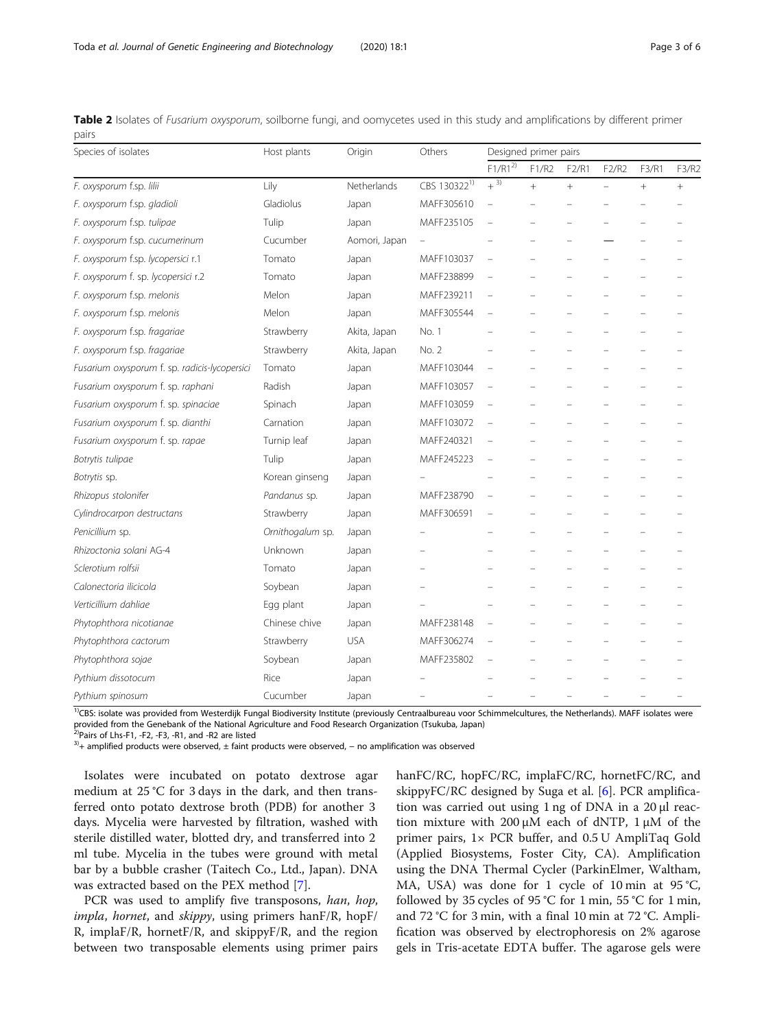**Table 2** Isolates of *Fusarium oxysporum*, soilborne fungi, and oomycetes used in this study and amplifications by different primer pairs

| Species of isolates | Host plants | Origin | Others | Designed primer pairs | | | | | |
|---|---|---|---|---|---|---|---|---|---|
| | | | | F1/R1[2)] | F1/R2 | F2/R1 | F2/R2 | F3/R1 | F3/R2 |
| *F. oxysporum* f.sp. *lilii* | Lily | Netherlands | CBS 130322[1)] | +[3)] | + | + | – | + | + |
| *F. oxysporum* f.sp. *gladioli* | Gladiolus | Japan | MAFF305610 | – | – | – | – | – | – |
| *F. oxysporum* f.sp. *tulipae* | Tulip | Japan | MAFF235105 | – | – | – | – | – | – |
| *F. oxysporum* f.sp. *cucumerinum* | Cucumber | Aomori, Japan | – | – | – | – | — | – | – |
| *F. oxysporum* f.sp. *lycopersici* r.1 | Tomato | Japan | MAFF103037 | – | – | – | – | – | – |
| *F. oxysporum* f. sp. *lycopersici* r.2 | Tomato | Japan | MAFF238899 | – | – | – | – | – | – |
| *F. oxysporum* f.sp. *melonis* | Melon | Japan | MAFF239211 | – | – | – | – | – | – |
| *F. oxysporum* f.sp. *melonis* | Melon | Japan | MAFF305544 | – | – | – | – | – | – |
| *F. oxysporum* f.sp. *fragariae* | Strawberry | Akita, Japan | No. 1 | – | – | – | – | – | – |
| *F. oxysporum* f.sp. *fragariae* | Strawberry | Akita, Japan | No. 2 | – | – | – | – | – | – |
| *Fusarium oxysporum* f. sp. *radicis-lycopersici* | Tomato | Japan | MAFF103044 | – | – | – | – | – | – |
| *Fusarium oxysporum* f. sp. *raphani* | Radish | Japan | MAFF103057 | – | – | – | – | – | – |
| *Fusarium oxysporum* f. sp. *spinaciae* | Spinach | Japan | MAFF103059 | – | – | – | – | – | – |
| *Fusarium oxysporum* f. sp. *dianthi* | Carnation | Japan | MAFF103072 | – | – | – | – | – | – |
| *Fusarium oxysporum* f. sp. *rapae* | Turnip leaf | Japan | MAFF240321 | – | – | – | – | – | – |
| *Botrytis tulipae* | Tulip | Japan | MAFF245223 | – | – | – | – | – | – |
| *Botrytis* sp. | Korean ginseng | Japan | – | – | – | – | – | – | – |
| *Rhizopus stolonifer* | *Pandanus* sp. | Japan | MAFF238790 | – | – | – | – | – | – |
| *Cylindrocarpon destructans* | Strawberry | Japan | MAFF306591 | – | – | – | – | – | – |
| *Penicillium* sp. | *Ornithogalum* sp. | Japan | – | – | – | – | – | – | – |
| *Rhizoctonia solani* AG-4 | Unknown | Japan | – | – | – | – | – | – | – |
| *Sclerotium rolfsii* | Tomato | Japan | – | – | – | – | – | – | – |
| *Calonectoria ilicicola* | Soybean | Japan | – | – | – | – | – | – | – |
| *Verticillium dahliae* | Egg plant | Japan | – | – | – | – | – | – | – |
| *Phytophthora nicotianae* | Chinese chive | Japan | MAFF238148 | – | – | – | – | – | – |
| *Phytophthora cactorum* | Strawberry | USA | MAFF306274 | – | – | – | – | – | – |
| *Phytophthora sojae* | Soybean | Japan | MAFF235802 | – | – | – | – | – | – |
| *Pythium dissotocum* | Rice | Japan | – | – | – | – | – | – | – |
| *Pythium spinosum* | Cucumber | Japan | – | – | – | – | – | – | – |

[1)]CBS: isolate was provided from Westerdijk Fungal Biodiversity Institute (previously Centraalbureau voor Schimmelcultures, the Netherlands). MAFF isolates were provided from the Genebank of the National Agriculture and Food Research Organization (Tsukuba, Japan)
[2)]Pairs of Lhs-F1, -F2, -F3, -R1, and -R2 are listed
[3)]+ amplified products were observed, ± faint products were observed, − no amplification was observed

Isolates were incubated on potato dextrose agar medium at 25 °C for 3 days in the dark, and then transferred onto potato dextrose broth (PDB) for another 3 days. Mycelia were harvested by filtration, washed with sterile distilled water, blotted dry, and transferred into 2 ml tube. Mycelia in the tubes were ground with metal bar by a bubble crasher (Taitech Co., Ltd., Japan). DNA was extracted based on the PEX method [7].

PCR was used to amplify five transposons, *han*, *hop*, *impla*, *hornet*, and *skippy*, using primers hanF/R, hopF/R, implaF/R, hornetF/R, and skippyF/R, and the region between two transposable elements using primer pairs hanFC/RC, hopFC/RC, implaFC/RC, hornetFC/RC, and skippyFC/RC designed by Suga et al. [6]. PCR amplification was carried out using 1 ng of DNA in a 20 μl reaction mixture with 200 μM each of dNTP, 1 μM of the primer pairs, 1× PCR buffer, and 0.5 U AmpliTaq Gold (Applied Biosystems, Foster City, CA). Amplification using the DNA Thermal Cycler (ParkinElmer, Waltham, MA, USA) was done for 1 cycle of 10 min at 95 °C, followed by 35 cycles of 95 °C for 1 min, 55 °C for 1 min, and 72 °C for 3 min, with a final 10 min at 72 °C. Amplification was observed by electrophoresis on 2% agarose gels in Tris-acetate EDTA buffer. The agarose gels were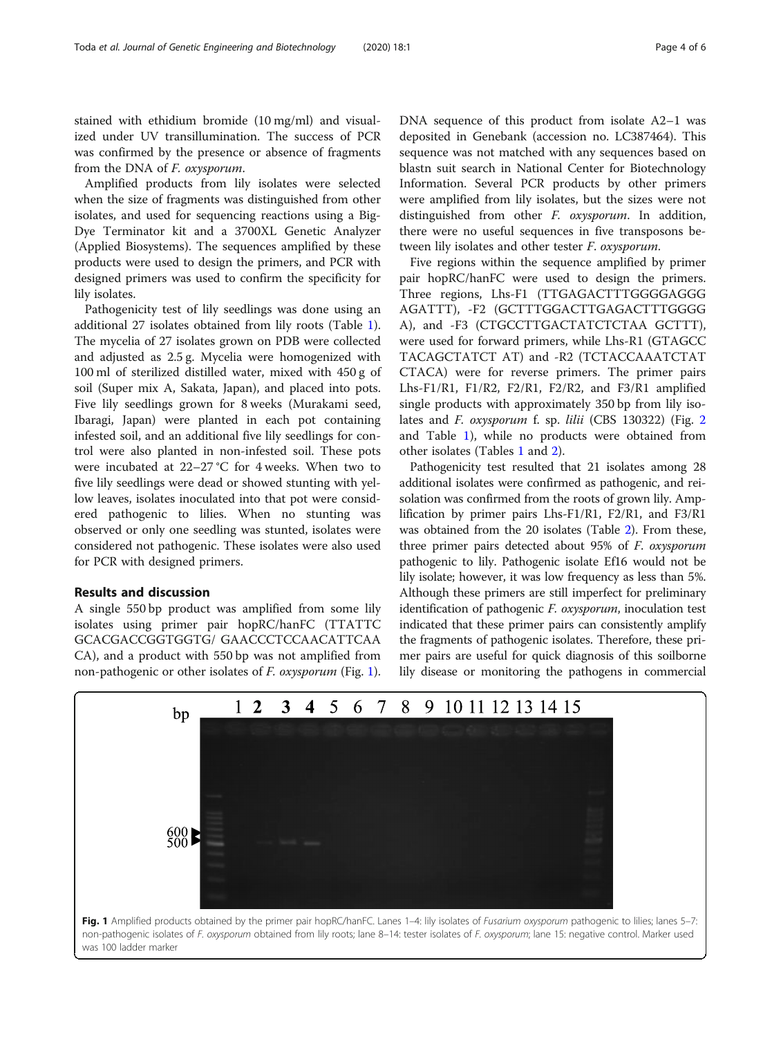stained with ethidium bromide (10 mg/ml) and visualized under UV transillumination. The success of PCR was confirmed by the presence or absence of fragments from the DNA of *F. oxysporum*.

Amplified products from lily isolates were selected when the size of fragments was distinguished from other isolates, and used for sequencing reactions using a Big-Dye Terminator kit and a 3700XL Genetic Analyzer (Applied Biosystems). The sequences amplified by these products were used to design the primers, and PCR with designed primers was used to confirm the specificity for lily isolates.

Pathogenicity test of lily seedlings was done using an additional 27 isolates obtained from lily roots (Table 1). The mycelia of 27 isolates grown on PDB were collected and adjusted as 2.5 g. Mycelia were homogenized with 100 ml of sterilized distilled water, mixed with 450 g of soil (Super mix A, Sakata, Japan), and placed into pots. Five lily seedlings grown for 8 weeks (Murakami seed, Ibaragi, Japan) were planted in each pot containing infested soil, and an additional five lily seedlings for control were also planted in non-infested soil. These pots were incubated at 22–27 °C for 4 weeks. When two to five lily seedlings were dead or showed stunting with yellow leaves, isolates inoculated into that pot were considered pathogenic to lilies. When no stunting was observed or only one seedling was stunted, isolates were considered not pathogenic. These isolates were also used for PCR with designed primers.

## Results and discussion

A single 550 bp product was amplified from some lily isolates using primer pair hopRC/hanFC (TTATTC GCACGACCGGTGGTG/ GAACCCTCCAACATTCAA CA), and a product with 550 bp was not amplified from non-pathogenic or other isolates of *F. oxysporum* (Fig. 1). DNA sequence of this product from isolate A2–1 was deposited in Genebank (accession no. LC387464). This sequence was not matched with any sequences based on blastn suit search in National Center for Biotechnology Information. Several PCR products by other primers were amplified from lily isolates, but the sizes were not distinguished from other *F. oxysporum*. In addition, there were no useful sequences in five transposons between lily isolates and other tester *F. oxysporum*.

Five regions within the sequence amplified by primer pair hopRC/hanFC were used to design the primers. Three regions, Lhs-F1 (TTGAGACTTTGGGGAGGG AGATTT), -F2 (GCTTTGGACTTGAGACTTTGGGG A), and -F3 (CTGCCTTGACTATCTCTAA GCTTT), were used for forward primers, while Lhs-R1 (GTAGCC TACAGCTATCT AT) and -R2 (TCTACCAAATCTAT CTACA) were for reverse primers. The primer pairs Lhs-F1/R1, F1/R2, F2/R1, F2/R2, and F3/R1 amplified single products with approximately 350 bp from lily isolates and *F. oxysporum* f. sp. *lilii* (CBS 130322) (Fig. 2 and Table 1), while no products were obtained from other isolates (Tables 1 and 2).

Pathogenicity test resulted that 21 isolates among 28 additional isolates were confirmed as pathogenic, and reisolation was confirmed from the roots of grown lily. Amplification by primer pairs Lhs-F1/R1, F2/R1, and F3/R1 was obtained from the 20 isolates (Table 2). From these, three primer pairs detected about 95% of *F. oxysporum* pathogenic to lily. Pathogenic isolate Ef16 would not be lily isolate; however, it was low frequency as less than 5%. Although these primers are still imperfect for preliminary identification of pathogenic *F. oxysporum*, inoculation test indicated that these primer pairs can consistently amplify the fragments of pathogenic isolates. Therefore, these primer pairs are useful for quick diagnosis of this soilborne lily disease or monitoring the pathogens in commercial

**Fig. 1** Amplified products obtained by the primer pair hopRC/hanFC. Lanes 1–4: lily isolates of *Fusarium oxysporum* pathogenic to lilies; lanes 5–7: non-pathogenic isolates of *F. oxysporum* obtained from lily roots; lane 8–14: tester isolates of *F. oxysporum*; lane 15: negative control. Marker used was 100 ladder marker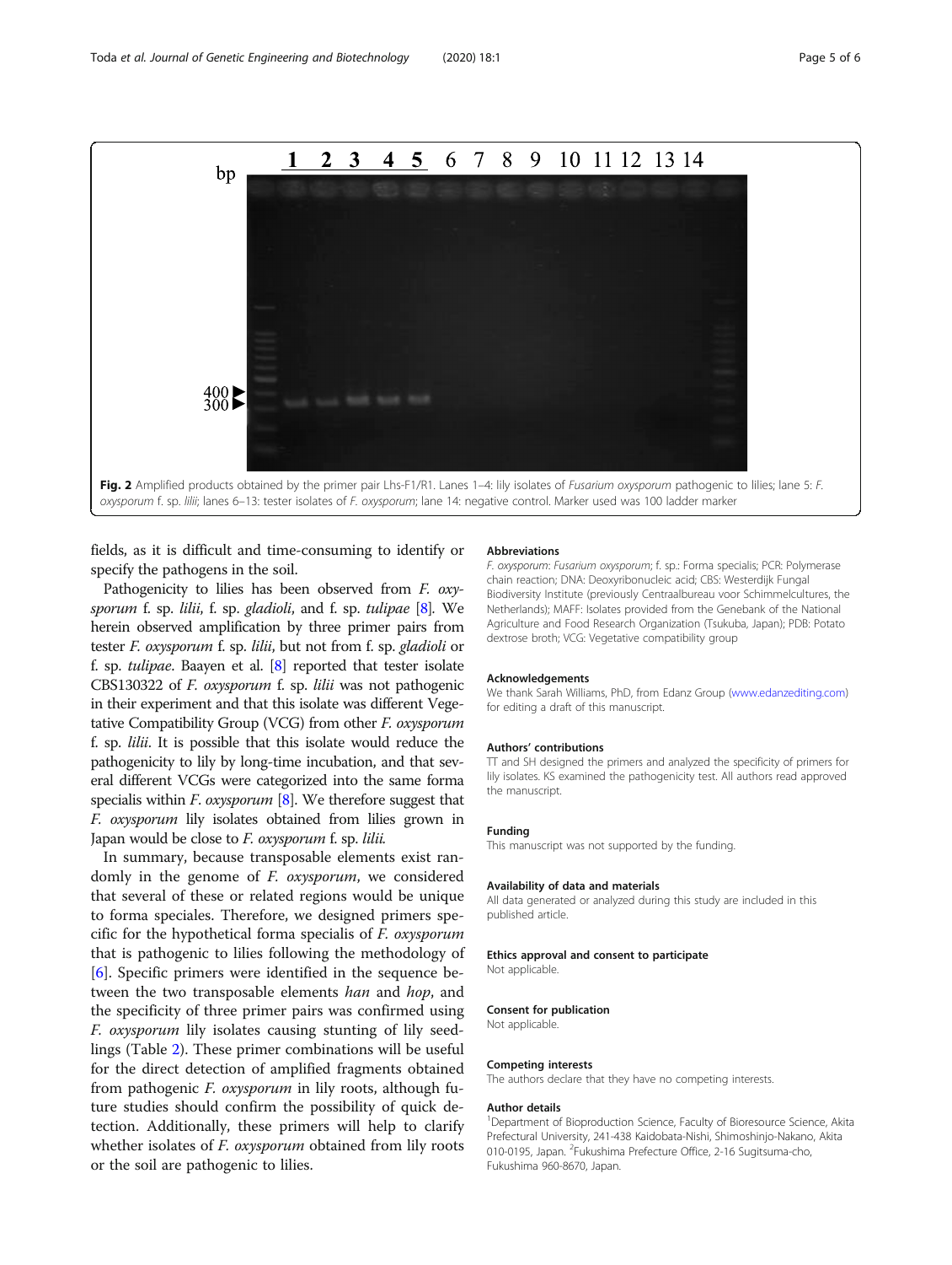Fig. 2 Amplified products obtained by the primer pair Lhs-F1/R1. Lanes 1–4: lily isolates of *Fusarium oxysporum* pathogenic to lilies; lane 5: *F. oxysporum* f. sp. *lilii*; lanes 6–13: tester isolates of *F. oxysporum*; lane 14: negative control. Marker used was 100 ladder marker

fields, as it is difficult and time-consuming to identify or specify the pathogens in the soil.

Pathogenicity to lilies has been observed from *F. oxysporum* f. sp. *lilii*, f. sp. *gladioli*, and f. sp. *tulipae* [8]. We herein observed amplification by three primer pairs from tester *F. oxysporum* f. sp. *lilii*, but not from f. sp. *gladioli* or f. sp. *tulipae*. Baayen et al. [8] reported that tester isolate CBS130322 of *F. oxysporum* f. sp. *lilii* was not pathogenic in their experiment and that this isolate was different Vegetative Compatibility Group (VCG) from other *F. oxysporum* f. sp. *lilii*. It is possible that this isolate would reduce the pathogenicity to lily by long-time incubation, and that several different VCGs were categorized into the same forma specialis within *F. oxysporum* [8]. We therefore suggest that *F. oxysporum* lily isolates obtained from lilies grown in Japan would be close to *F. oxysporum* f. sp. *lilii.*

In summary, because transposable elements exist randomly in the genome of *F. oxysporum*, we considered that several of these or related regions would be unique to forma speciales. Therefore, we designed primers specific for the hypothetical forma specialis of *F. oxysporum* that is pathogenic to lilies following the methodology of [6]. Specific primers were identified in the sequence between the two transposable elements *han* and *hop*, and the specificity of three primer pairs was confirmed using *F. oxysporum* lily isolates causing stunting of lily seedlings (Table 2). These primer combinations will be useful for the direct detection of amplified fragments obtained from pathogenic *F. oxysporum* in lily roots, although future studies should confirm the possibility of quick detection. Additionally, these primers will help to clarify whether isolates of *F. oxysporum* obtained from lily roots or the soil are pathogenic to lilies.

### Abbreviations

*F. oxysporum*: *Fusarium oxysporum*; f. sp.: Forma specialis; PCR: Polymerase chain reaction; DNA: Deoxyribonucleic acid; CBS: Westerdijk Fungal Biodiversity Institute (previously Centraalbureau voor Schimmelcultures, the Netherlands); MAFF: Isolates provided from the Genebank of the National Agriculture and Food Research Organization (Tsukuba, Japan); PDB: Potato dextrose broth; VCG: Vegetative compatibility group

### Acknowledgements

We thank Sarah Williams, PhD, from Edanz Group (www.edanzediting.com) for editing a draft of this manuscript.

### Authors' contributions

TT and SH designed the primers and analyzed the specificity of primers for lily isolates. KS examined the pathogenicity test. All authors read approved the manuscript.

### Funding

This manuscript was not supported by the funding.

### Availability of data and materials

All data generated or analyzed during this study are included in this published article.

### Ethics approval and consent to participate

Not applicable.

### Consent for publication

Not applicable.

### Competing interests

The authors declare that they have no competing interests.

### Author details

[1]Department of Bioproduction Science, Faculty of Bioresource Science, Akita Prefectural University, 241-438 Kaidobata-Nishi, Shimoshinjo-Nakano, Akita 010-0195, Japan. [2]Fukushima Prefecture Office, 2-16 Sugitsuma-cho, Fukushima 960-8670, Japan.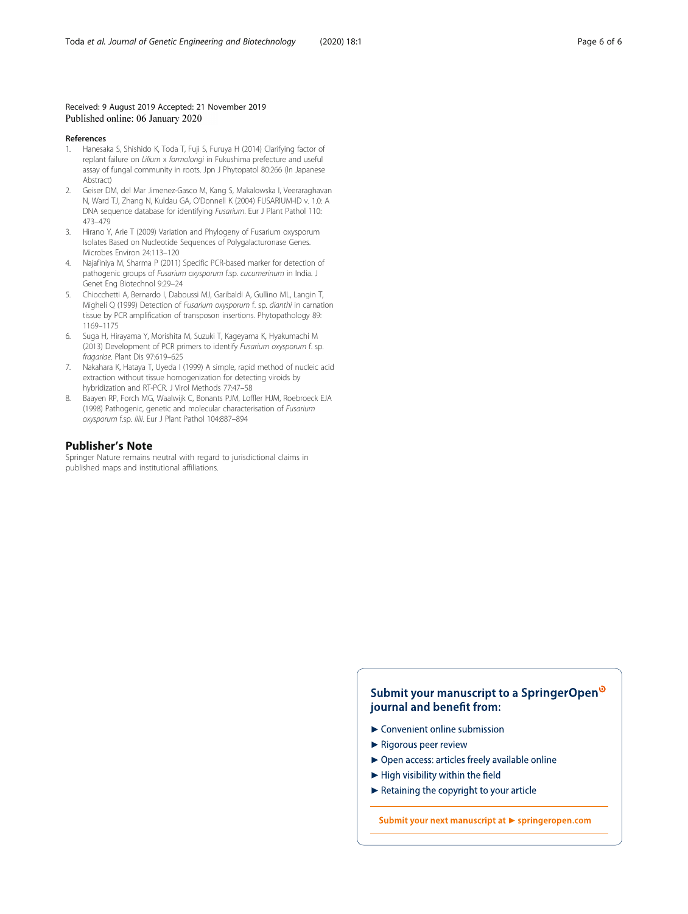Received: 9 August 2019 Accepted: 21 November 2019
Published online: 06 January 2020

## References

1. Hanesaka S, Shishido K, Toda T, Fuji S, Furuya H (2014) Clarifying factor of replant failure on *Lilium* x *formolongi* in Fukushima prefecture and useful assay of fungal community in roots. Jpn J Phytopatol 80:266 (In Japanese Abstract)
2. Geiser DM, del Mar Jimenez-Gasco M, Kang S, Makalowska I, Veeraraghavan N, Ward TJ, Zhang N, Kuldau GA, O'Donnell K (2004) FUSARIUM-ID v. 1.0: A DNA sequence database for identifying *Fusarium*. Eur J Plant Pathol 110: 473–479
3. Hirano Y, Arie T (2009) Variation and Phylogeny of Fusarium oxysporum Isolates Based on Nucleotide Sequences of Polygalacturonase Genes. Microbes Environ 24:113–120
4. Najafiniya M, Sharma P (2011) Specific PCR-based marker for detection of pathogenic groups of *Fusarium oxysporum* f.sp. *cucumerinum* in India. J Genet Eng Biotechnol 9:29–24
5. Chiocchetti A, Bernardo I, Daboussi MJ, Garibaldi A, Gullino ML, Langin T, Migheli Q (1999) Detection of *Fusarium oxysporum* f. sp. *dianthi* in carnation tissue by PCR amplification of transposon insertions. Phytopathology 89: 1169–1175
6. Suga H, Hirayama Y, Morishita M, Suzuki T, Kageyama K, Hyakumachi M (2013) Development of PCR primers to identify *Fusarium oxysporum* f. sp. *fragariae*. Plant Dis 97:619–625
7. Nakahara K, Hataya T, Uyeda I (1999) A simple, rapid method of nucleic acid extraction without tissue homogenization for detecting viroids by hybridization and RT-PCR. J Virol Methods 77:47–58
8. Baayen RP, Forch MG, Waalwijk C, Bonants PJM, Loffler HJM, Roebroeck EJA (1998) Pathogenic, genetic and molecular characterisation of *Fusarium oxysporum* f.sp. *lilii*. Eur J Plant Pathol 104:887–894

## Publisher's Note

Springer Nature remains neutral with regard to jurisdictional claims in published maps and institutional affiliations.

**Submit your manuscript to a SpringerOpen journal and benefit from:**

- ► Convenient online submission
- ► Rigorous peer review
- ► Open access: articles freely available online
- ► High visibility within the field
- ► Retaining the copyright to your article

**Submit your next manuscript at ► springeropen.com**